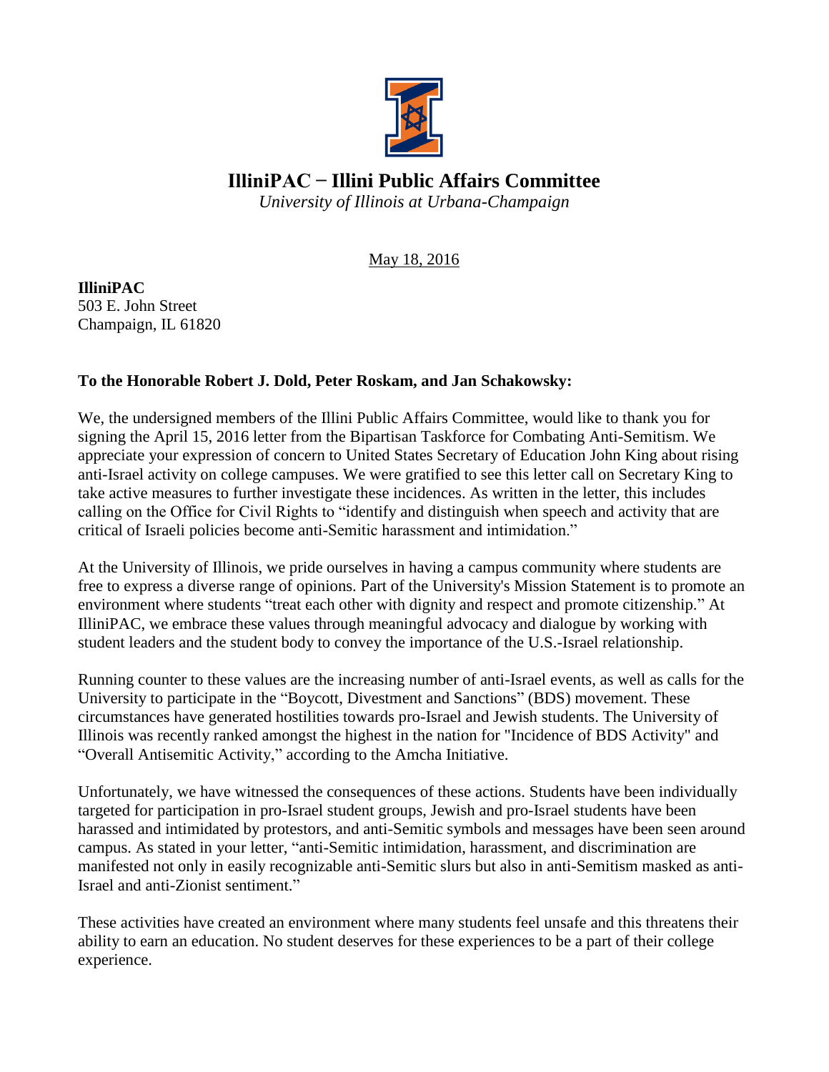# IlliniPAC – Illini Public Affairs Committee

*University of Illinois at Urbana-Champaign*

May 18, 2016

**IlliniPAC**
503 E. John Street
Champaign, IL 61820

**To the Honorable Robert J. Dold, Peter Roskam, and Jan Schakowsky:**

We, the undersigned members of the Illini Public Affairs Committee, would like to thank you for signing the April 15, 2016 letter from the Bipartisan Taskforce for Combating Anti-Semitism. We appreciate your expression of concern to United States Secretary of Education John King about rising anti-Israel activity on college campuses. We were gratified to see this letter call on Secretary King to take active measures to further investigate these incidences. As written in the letter, this includes calling on the Office for Civil Rights to "identify and distinguish when speech and activity that are critical of Israeli policies become anti-Semitic harassment and intimidation."

At the University of Illinois, we pride ourselves in having a campus community where students are free to express a diverse range of opinions. Part of the University's Mission Statement is to promote an environment where students "treat each other with dignity and respect and promote citizenship." At IlliniPAC, we embrace these values through meaningful advocacy and dialogue by working with student leaders and the student body to convey the importance of the U.S.-Israel relationship.

Running counter to these values are the increasing number of anti-Israel events, as well as calls for the University to participate in the "Boycott, Divestment and Sanctions" (BDS) movement. These circumstances have generated hostilities towards pro-Israel and Jewish students. The University of Illinois was recently ranked amongst the highest in the nation for "Incidence of BDS Activity" and "Overall Antisemitic Activity," according to the Amcha Initiative.

Unfortunately, we have witnessed the consequences of these actions. Students have been individually targeted for participation in pro-Israel student groups, Jewish and pro-Israel students have been harassed and intimidated by protestors, and anti-Semitic symbols and messages have been seen around campus. As stated in your letter, "anti-Semitic intimidation, harassment, and discrimination are manifested not only in easily recognizable anti-Semitic slurs but also in anti-Semitism masked as anti-Israel and anti-Zionist sentiment."

These activities have created an environment where many students feel unsafe and this threatens their ability to earn an education. No student deserves for these experiences to be a part of their college experience.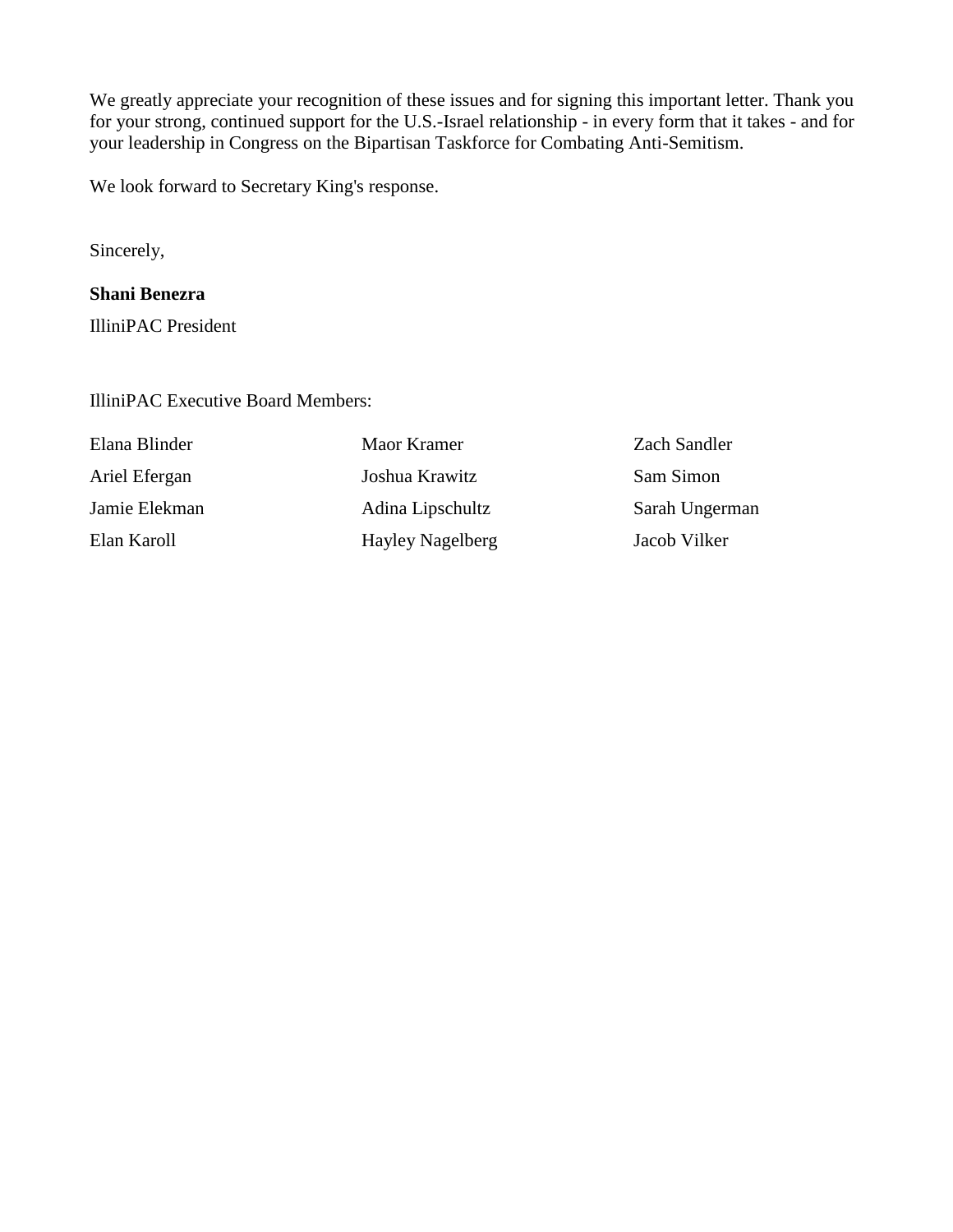We greatly appreciate your recognition of these issues and for signing this important letter. Thank you for your strong, continued support for the U.S.-Israel relationship - in every form that it takes - and for your leadership in Congress on the Bipartisan Taskforce for Combating Anti-Semitism.

We look forward to Secretary King's response.

Sincerely,

**Shani Benezra**

IlliniPAC President

IlliniPAC Executive Board Members:

| | | |
|---|---|---|
| Elana Blinder | Maor Kramer | Zach Sandler |
| Ariel Efergan | Joshua Krawitz | Sam Simon |
| Jamie Elekman | Adina Lipschultz | Sarah Ungerman |
| Elan Karoll | Hayley Nagelberg | Jacob Vilker |